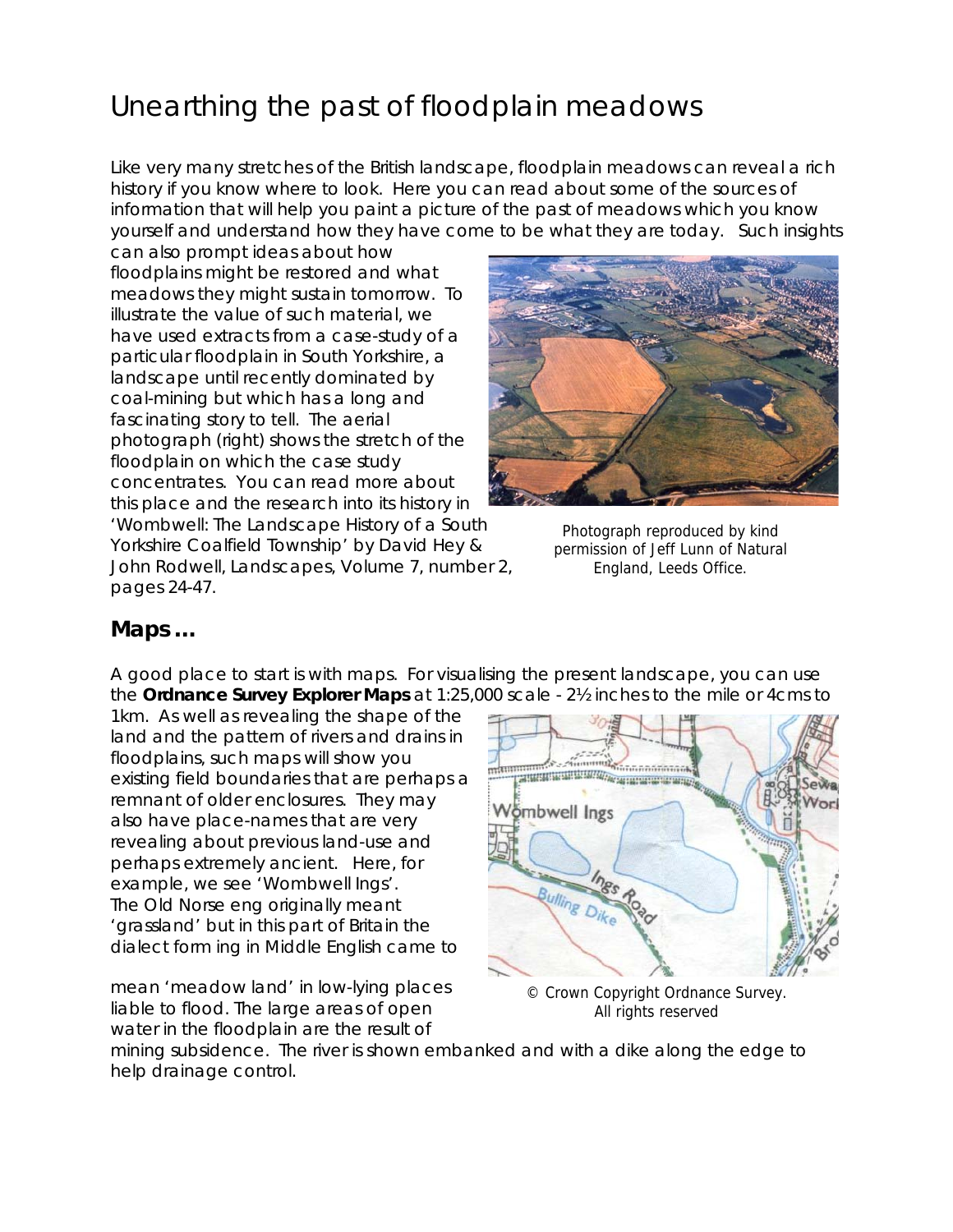# Unearthing the past of floodplain meadows

Like very many stretches of the British landscape, floodplain meadows can reveal a rich history if you know where to look. Here you can read about some of the sources of information that will help you paint a picture of the past of meadows which you know yourself and understand how they have come to be what they are today. Such insights can also prompt ideas about how floodplains might be restored and what meadows they might sustain tomorrow. To illustrate the value of such material, we have used extracts from a case-study of a particular floodplain in South Yorkshire, a landscape until recently dominated by coal-mining but which has a long and fascinating story to tell. The aerial photograph (right) shows the stretch of the floodplain on which the case study concentrates. You can read more about this place and the research into its history in 'Wombwell: The Landscape History of a South Yorkshire Coalfield Township' by David Hey & John Rodwell, Landscapes, Volume 7, number 2, pages 24-47.

Photograph reproduced by kind permission of Jeff Lunn of Natural England, Leeds Office.

## Maps ...

A good place to start is with maps. For visualising the present landscape, you can use the **Ordnance Survey Explorer Maps** at 1:25,000 scale - 2½ inches to the mile or 4cms to 1km. As well as revealing the shape of the land and the pattern of rivers and drains in floodplains, such maps will show you existing field boundaries that are perhaps a remnant of older enclosures. They may also have place-names that are very revealing about previous land-use and perhaps extremely ancient. Here, for example, we see 'Wombwell Ings'. The Old Norse eng originally meant 'grassland' but in this part of Britain the dialect form ing in Middle English came to mean 'meadow land' in low-lying places liable to flood. The large areas of open water in the floodplain are the result of mining subsidence. The river is shown embanked and with a dike along the edge to help drainage control.

© Crown Copyright Ordnance Survey. All rights reserved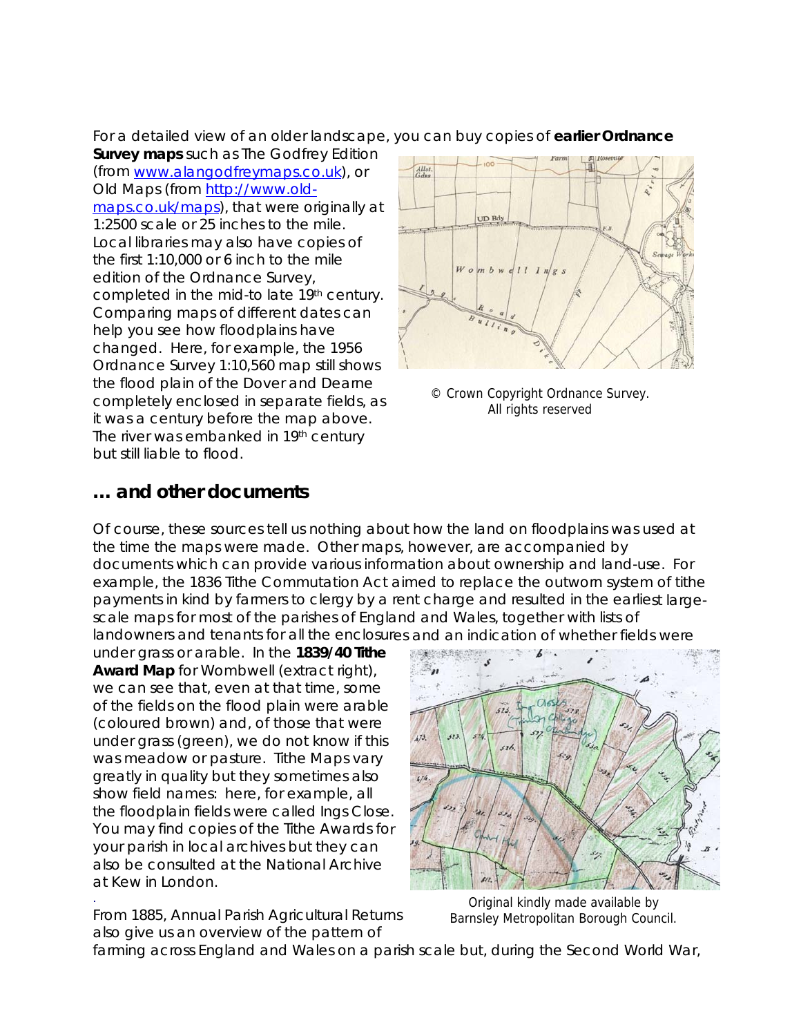For a detailed view of an older landscape, you can buy copies of **earlier Ordnance Survey maps** such as The Godfrey Edition (from www.alangodfreymaps.co.uk), or Old Maps (from http://www.old-maps.co.uk/maps), that were originally at 1:2500 scale or 25 inches to the mile. Local libraries may also have copies of the first 1:10,000 or 6 inch to the mile edition of the Ordnance Survey, completed in the mid-to late 19th century. Comparing maps of different dates can help you see how floodplains have changed. Here, for example, the 1956 Ordnance Survey 1:10,560 map still shows the flood plain of the Dover and Dearne completely enclosed in separate fields, as it was a century before the map above. The river was embanked in 19th century but still liable to flood.

© Crown Copyright Ordnance Survey. All rights reserved

## … and other documents

Of course, these sources tell us nothing about how the land on floodplains was used at the time the maps were made. Other maps, however, are accompanied by documents which can provide various information about ownership and land-use. For example, the 1836 Tithe Commutation Act aimed to replace the outworn system of tithe payments in kind by farmers to clergy by a rent charge and resulted in the earliest large-scale maps for most of the parishes of England and Wales, together with lists of landowners and tenants for all the enclosures and an indication of whether fields were under grass or arable. In the **1839/40 Tithe Award Map** for Wombwell (extract right), we can see that, even at that time, some of the fields on the flood plain were arable (coloured brown) and, of those that were under grass (green), we do not know if this was meadow or pasture. Tithe Maps vary greatly in quality but they sometimes also show field names: here, for example, all the floodplain fields were called Ings Close. You may find copies of the Tithe Awards for your parish in local archives but they can also be consulted at the National Archive at Kew in London.

Original kindly made available by Barnsley Metropolitan Borough Council.

From 1885, Annual Parish Agricultural Returns also give us an overview of the pattern of farming across England and Wales on a parish scale but, during the Second World War,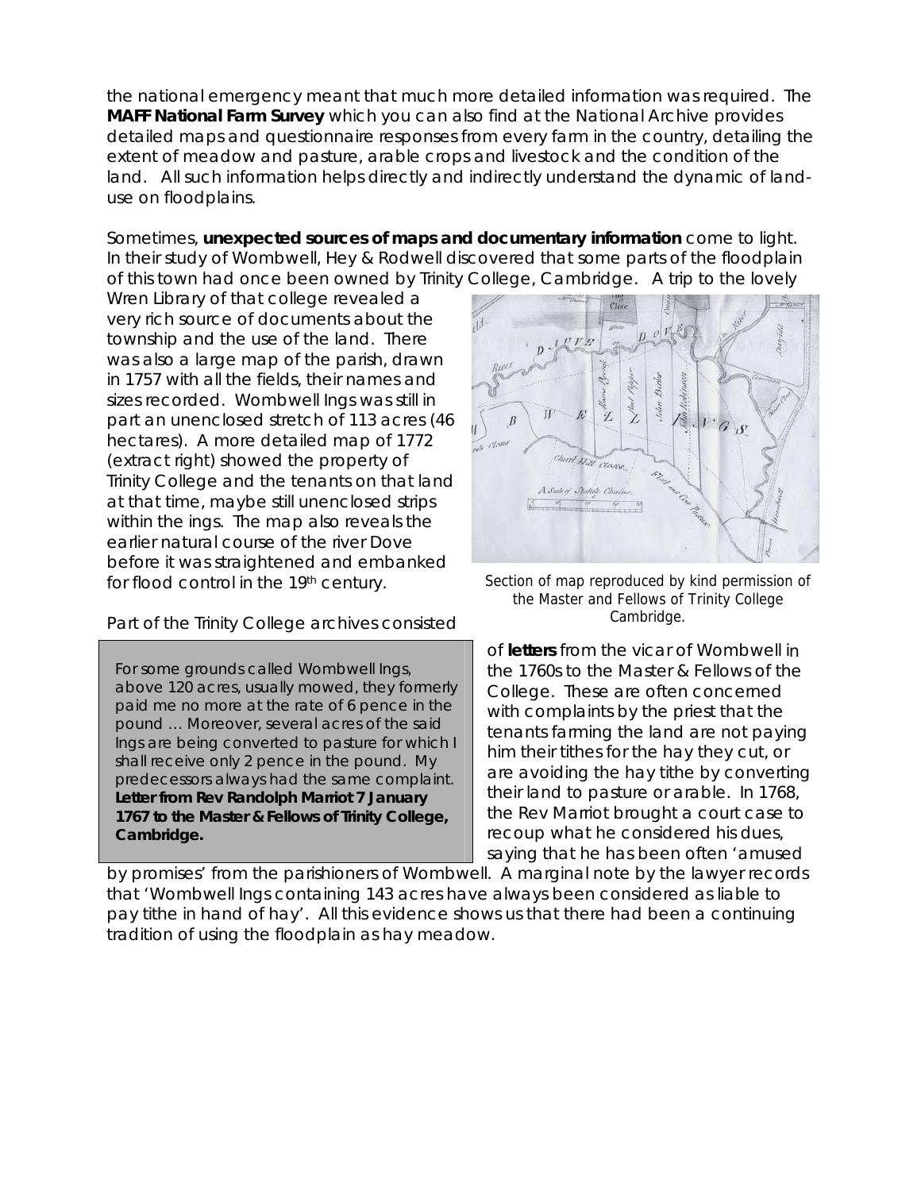the national emergency meant that much more detailed information was required. The **MAFF National Farm Survey** which you can also find at the National Archive provides detailed maps and questionnaire responses from every farm in the country, detailing the extent of meadow and pasture, arable crops and livestock and the condition of the land. All such information helps directly and indirectly understand the dynamic of land-use on floodplains.

Sometimes, **unexpected sources of maps and documentary information** come to light. In their study of Wombwell, Hey & Rodwell discovered that some parts of the floodplain of this town had once been owned by Trinity College, Cambridge. A trip to the lovely Wren Library of that college revealed a very rich source of documents about the township and the use of the land. There was also a large map of the parish, drawn in 1757 with all the fields, their names and sizes recorded. Wombwell Ings was still in part an unenclosed stretch of 113 acres (46 hectares). A more detailed map of 1772 (extract right) showed the property of Trinity College and the tenants on that land at that time, maybe still unenclosed strips within the ings. The map also reveals the earlier natural course of the river Dove before it was straightened and embanked for flood control in the 19th century.

Section of map reproduced by kind permission of the Master and Fellows of Trinity College Cambridge.

Part of the Trinity College archives consisted of **letters** from the vicar of Wombwell in the 1760s to the Master & Fellows of the College. These are often concerned with complaints by the priest that the tenants farming the land are not paying him their tithes for the hay they cut, or are avoiding the hay tithe by converting their land to pasture or arable. In 1768, the Rev Marriot brought a court case to recoup what he considered his dues, saying that he has been often 'amused by promises' from the parishioners of Wombwell. A marginal note by the lawyer records that 'Wombwell Ings containing 143 acres have always been considered as liable to pay tithe in hand of hay'. All this evidence shows us that there had been a continuing tradition of using the floodplain as hay meadow.

> For some grounds called Wombwell Ings, above 120 acres, usually mowed, they formerly paid me no more at the rate of 6 pence in the pound … Moreover, several acres of the said Ings are being converted to pasture for which I shall receive only 2 pence in the pound. My predecessors always had the same complaint.
> **Letter from Rev Randolph Marriot 7 January 1767 to the Master & Fellows of Trinity College, Cambridge.**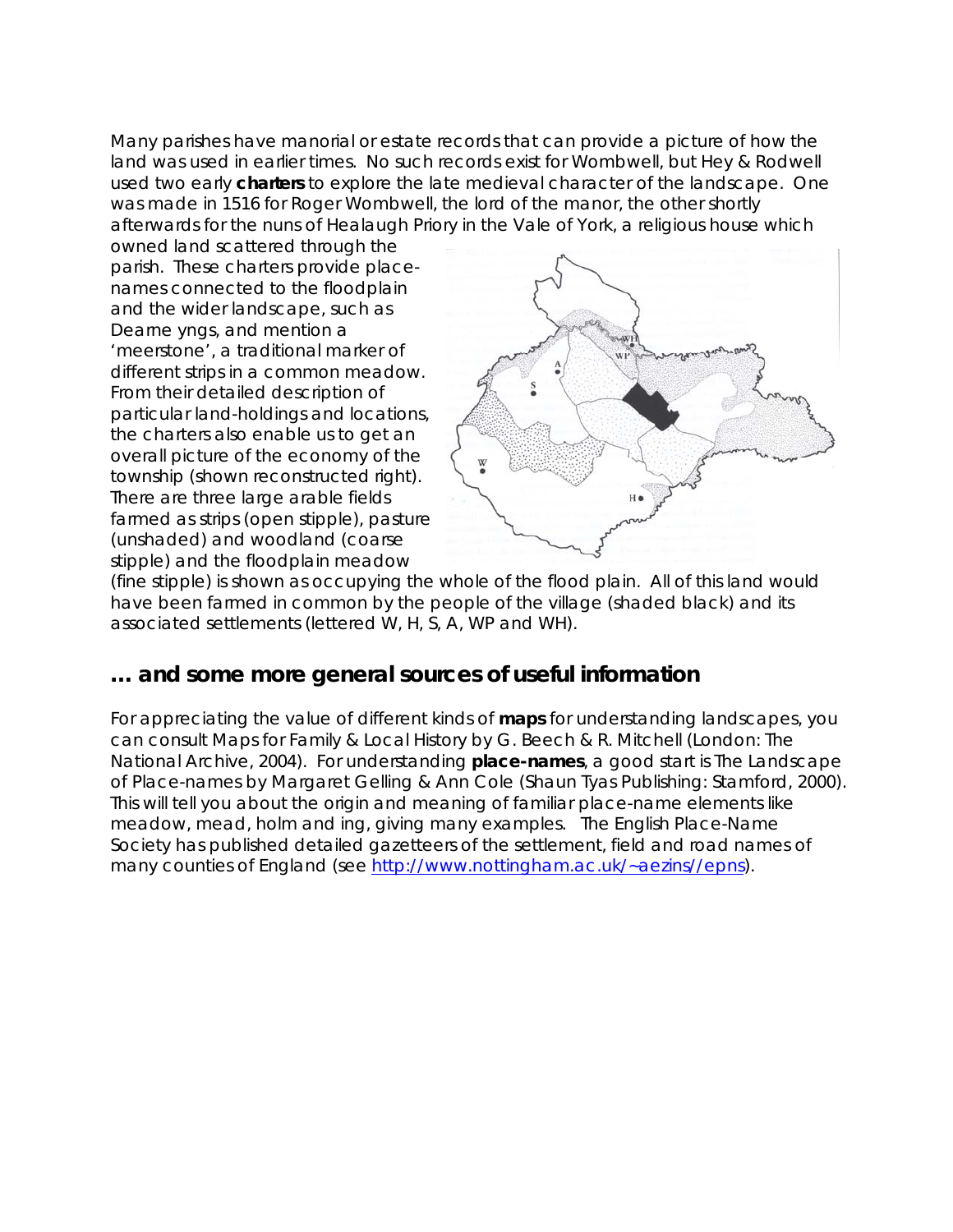Many parishes have manorial or estate records that can provide a picture of how the land was used in earlier times. No such records exist for Wombwell, but Hey & Rodwell used two early **charters** to explore the late medieval character of the landscape. One was made in 1516 for Roger Wombwell, the lord of the manor, the other shortly afterwards for the nuns of Healaugh Priory in the Vale of York, a religious house which owned land scattered through the parish. These charters provide place-names connected to the floodplain and the wider landscape, such as Dearne yngs, and mention a 'meerstone', a traditional marker of different strips in a common meadow. From their detailed description of particular land-holdings and locations, the charters also enable us to get an overall picture of the economy of the township (shown reconstructed right). There are three large arable fields farmed as strips (open stipple), pasture (unshaded) and woodland (coarse stipple) and the floodplain meadow (fine stipple) is shown as occupying the whole of the flood plain. All of this land would have been farmed in common by the people of the village (shaded black) and its associated settlements (lettered W, H, S, A, WP and WH).

WH
WP
A
S
W
H

## … and some more general sources of useful information

For appreciating the value of different kinds of **maps** for understanding landscapes, you can consult Maps for Family & Local History by G. Beech & R. Mitchell (London: The National Archive, 2004). For understanding **place-names**, a good start is The Landscape of Place-names by Margaret Gelling & Ann Cole (Shaun Tyas Publishing: Stamford, 2000). This will tell you about the origin and meaning of familiar place-name elements like meadow, mead, holm and ing, giving many examples. The English Place-Name Society has published detailed gazetteers of the settlement, field and road names of many counties of England (see http://www.nottingham.ac.uk/~aezins//epns).